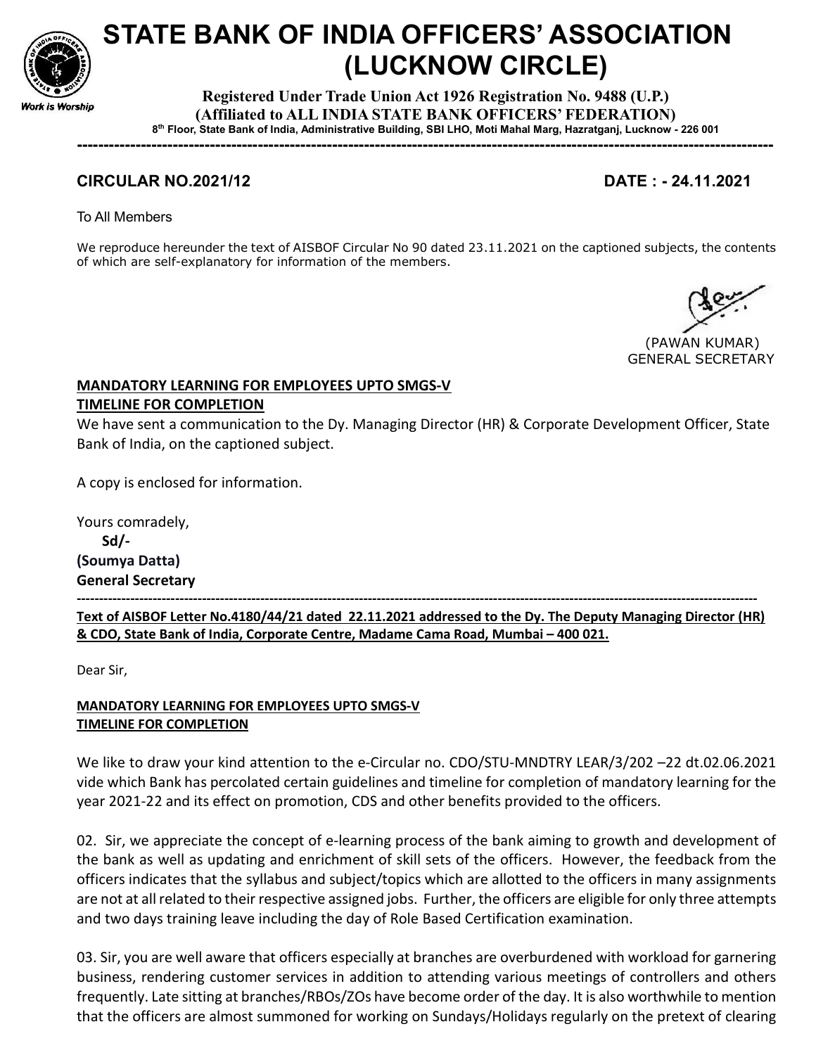# STATE BANK OF INDIA OFFICERS' ASSOCIATION (LUCKNOW CIRCLE)

**Registered Under Trade Union Act 1926 Registration No. 9488 (U.P.)**
**(Affiliated to ALL INDIA STATE BANK OFFICERS' FEDERATION)**
**8th Floor, State Bank of India, Administrative Building, SBI LHO, Moti Mahal Marg, Hazratganj, Lucknow - 226 001**

*Work is Worship*

---

**CIRCULAR NO.2021/12** **DATE : - 24.11.2021**

To All Members

We reproduce hereunder the text of AISBOF Circular No 90 dated 23.11.2021 on the captioned subjects, the contents of which are self-explanatory for information of the members.

(PAWAN KUMAR)
GENERAL SECRETARY

**MANDATORY LEARNING FOR EMPLOYEES UPTO SMGS-V**
**TIMELINE FOR COMPLETION**

We have sent a communication to the Dy. Managing Director (HR) & Corporate Development Officer, State Bank of India, on the captioned subject.

A copy is enclosed for information.

Yours comradely,
**Sd/-**
**(Soumya Datta)**
**General Secretary**

---

**Text of AISBOF Letter No.4180/44/21 dated 22.11.2021 addressed to the Dy. The Deputy Managing Director (HR) & CDO, State Bank of India, Corporate Centre, Madame Cama Road, Mumbai – 400 021.**

Dear Sir,

**MANDATORY LEARNING FOR EMPLOYEES UPTO SMGS-V**
**TIMELINE FOR COMPLETION**

We like to draw your kind attention to the e-Circular no. CDO/STU-MNDTRY LEAR/3/202 –22 dt.02.06.2021 vide which Bank has percolated certain guidelines and timeline for completion of mandatory learning for the year 2021-22 and its effect on promotion, CDS and other benefits provided to the officers.

02. Sir, we appreciate the concept of e-learning process of the bank aiming to growth and development of the bank as well as updating and enrichment of skill sets of the officers. However, the feedback from the officers indicates that the syllabus and subject/topics which are allotted to the officers in many assignments are not at all related to their respective assigned jobs. Further, the officers are eligible for only three attempts and two days training leave including the day of Role Based Certification examination.

03. Sir, you are well aware that officers especially at branches are overburdened with workload for garnering business, rendering customer services in addition to attending various meetings of controllers and others frequently. Late sitting at branches/RBOs/ZOs have become order of the day. It is also worthwhile to mention that the officers are almost summoned for working on Sundays/Holidays regularly on the pretext of clearing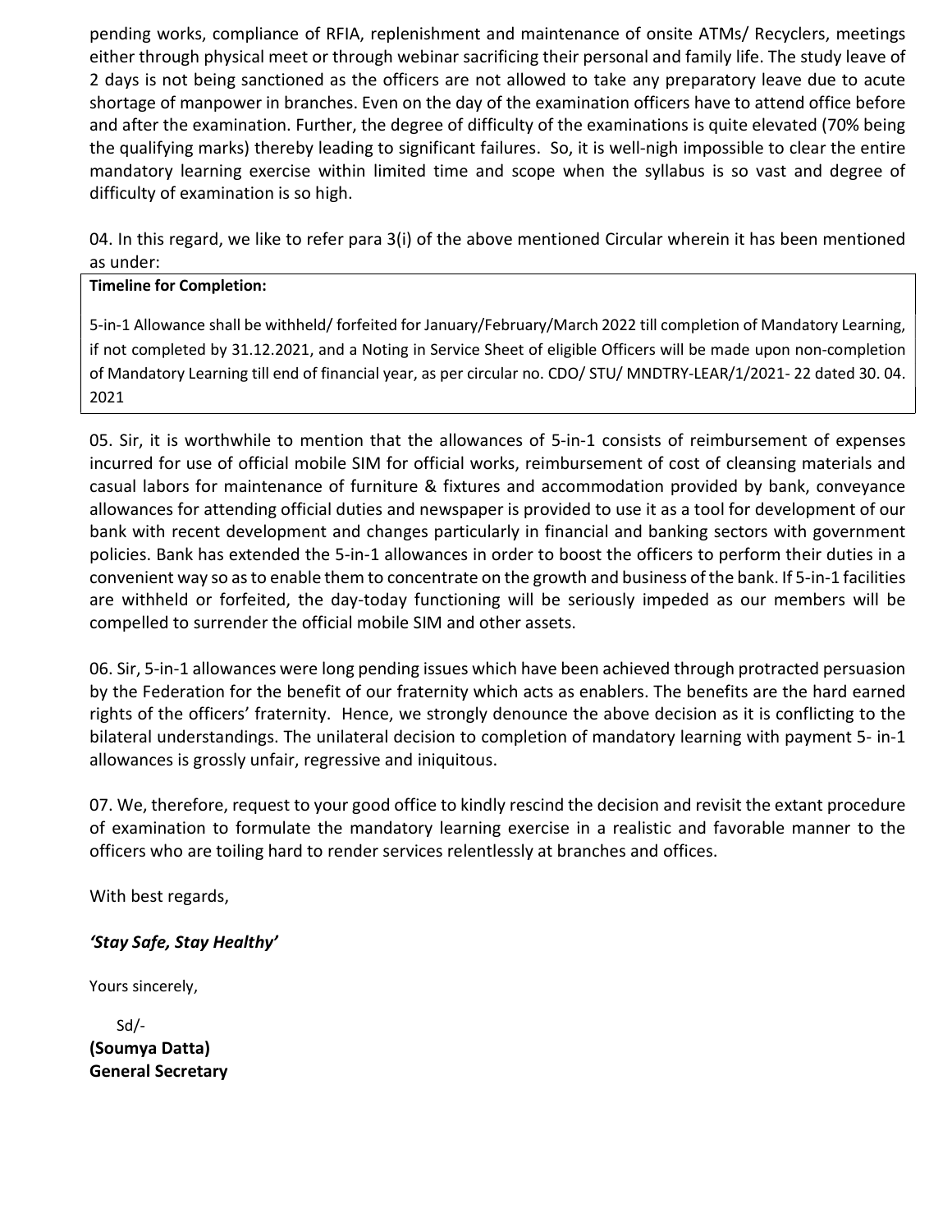pending works, compliance of RFIA, replenishment and maintenance of onsite ATMs/ Recyclers, meetings either through physical meet or through webinar sacrificing their personal and family life. The study leave of 2 days is not being sanctioned as the officers are not allowed to take any preparatory leave due to acute shortage of manpower in branches. Even on the day of the examination officers have to attend office before and after the examination. Further, the degree of difficulty of the examinations is quite elevated (70% being the qualifying marks) thereby leading to significant failures. So, it is well-nigh impossible to clear the entire mandatory learning exercise within limited time and scope when the syllabus is so vast and degree of difficulty of examination is so high.

04. In this regard, we like to refer para 3(i) of the above mentioned Circular wherein it has been mentioned as under:

> **Timeline for Completion:**
>
> 5-in-1 Allowance shall be withheld/ forfeited for January/February/March 2022 till completion of Mandatory Learning, if not completed by 31.12.2021, and a Noting in Service Sheet of eligible Officers will be made upon non-completion of Mandatory Learning till end of financial year, as per circular no. CDO/ STU/ MNDTRY-LEAR/1/2021- 22 dated 30. 04. 2021

05. Sir, it is worthwhile to mention that the allowances of 5-in-1 consists of reimbursement of expenses incurred for use of official mobile SIM for official works, reimbursement of cost of cleansing materials and casual labors for maintenance of furniture & fixtures and accommodation provided by bank, conveyance allowances for attending official duties and newspaper is provided to use it as a tool for development of our bank with recent development and changes particularly in financial and banking sectors with government policies. Bank has extended the 5-in-1 allowances in order to boost the officers to perform their duties in a convenient way so as to enable them to concentrate on the growth and business of the bank. If 5-in-1 facilities are withheld or forfeited, the day-today functioning will be seriously impeded as our members will be compelled to surrender the official mobile SIM and other assets.

06. Sir, 5-in-1 allowances were long pending issues which have been achieved through protracted persuasion by the Federation for the benefit of our fraternity which acts as enablers. The benefits are the hard earned rights of the officers' fraternity. Hence, we strongly denounce the above decision as it is conflicting to the bilateral understandings. The unilateral decision to completion of mandatory learning with payment 5- in-1 allowances is grossly unfair, regressive and iniquitous.

07. We, therefore, request to your good office to kindly rescind the decision and revisit the extant procedure of examination to formulate the mandatory learning exercise in a realistic and favorable manner to the officers who are toiling hard to render services relentlessly at branches and offices.

With best regards,

***'Stay Safe, Stay Healthy'***

Yours sincerely,

Sd/-

**(Soumya Datta)**
**General Secretary**